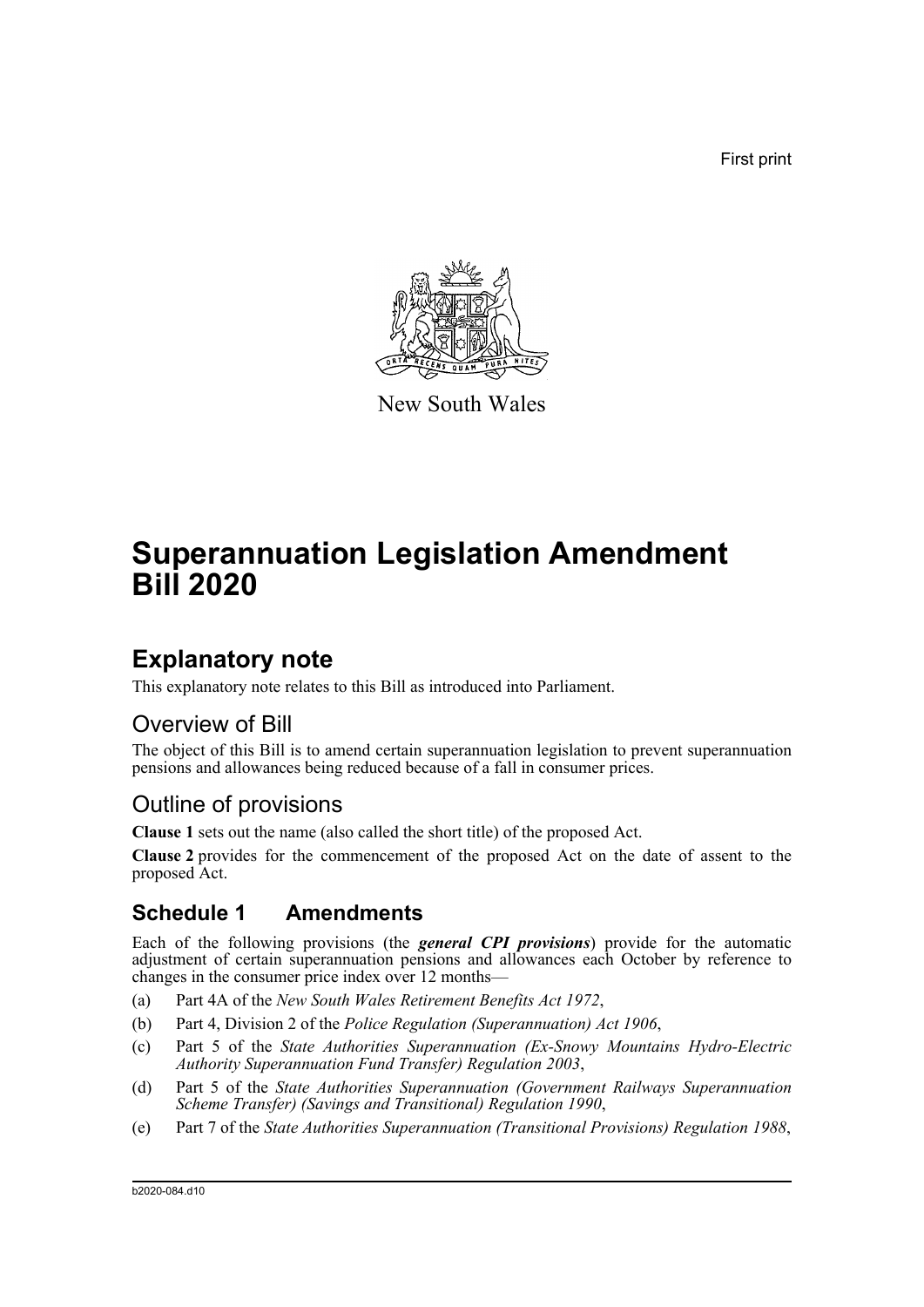First print

New South Wales

# Superannuation Legislation Amendment Bill 2020

## Explanatory note

This explanatory note relates to this Bill as introduced into Parliament.

### Overview of Bill

The object of this Bill is to amend certain superannuation legislation to prevent superannuation pensions and allowances being reduced because of a fall in consumer prices.

### Outline of provisions

**Clause 1** sets out the name (also called the short title) of the proposed Act.

**Clause 2** provides for the commencement of the proposed Act on the date of assent to the proposed Act.

### Schedule 1 Amendments

Each of the following provisions (the ***general CPI provisions***) provide for the automatic adjustment of certain superannuation pensions and allowances each October by reference to changes in the consumer price index over 12 months—

(a) Part 4A of the *New South Wales Retirement Benefits Act 1972*,

(b) Part 4, Division 2 of the *Police Regulation (Superannuation) Act 1906*,

(c) Part 5 of the *State Authorities Superannuation (Ex-Snowy Mountains Hydro-Electric Authority Superannuation Fund Transfer) Regulation 2003*,

(d) Part 5 of the *State Authorities Superannuation (Government Railways Superannuation Scheme Transfer) (Savings and Transitional) Regulation 1990*,

(e) Part 7 of the *State Authorities Superannuation (Transitional Provisions) Regulation 1988*,

b2020-084.d10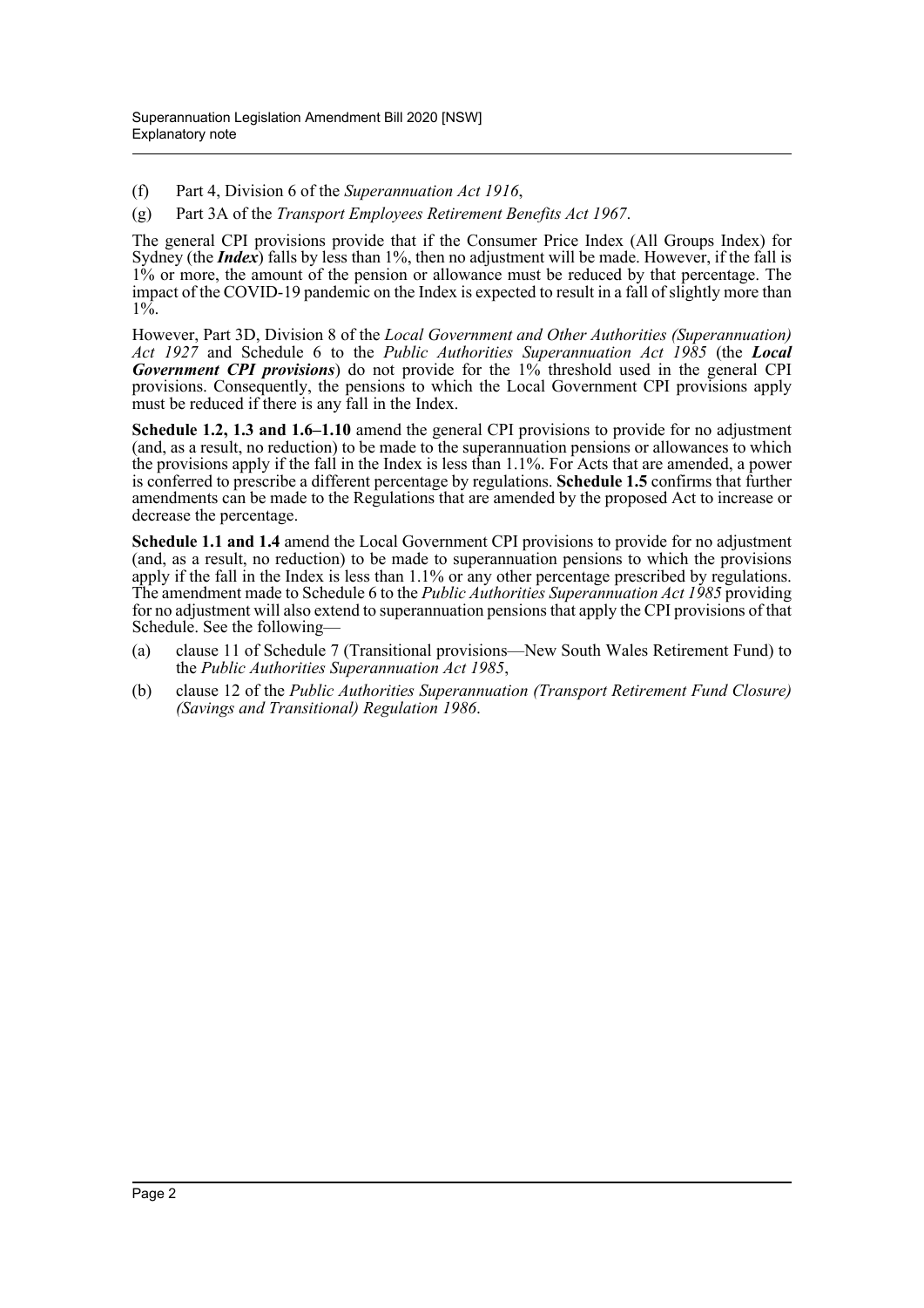(f) Part 4, Division 6 of the *Superannuation Act 1916*,

(g) Part 3A of the *Transport Employees Retirement Benefits Act 1967*.

The general CPI provisions provide that if the Consumer Price Index (All Groups Index) for Sydney (the ***Index***) falls by less than 1%, then no adjustment will be made. However, if the fall is 1% or more, the amount of the pension or allowance must be reduced by that percentage. The impact of the COVID-19 pandemic on the Index is expected to result in a fall of slightly more than 1%.

However, Part 3D, Division 8 of the *Local Government and Other Authorities (Superannuation) Act 1927* and Schedule 6 to the *Public Authorities Superannuation Act 1985* (the ***Local Government CPI provisions***) do not provide for the 1% threshold used in the general CPI provisions. Consequently, the pensions to which the Local Government CPI provisions apply must be reduced if there is any fall in the Index.

**Schedule 1.2, 1.3 and 1.6–1.10** amend the general CPI provisions to provide for no adjustment (and, as a result, no reduction) to be made to the superannuation pensions or allowances to which the provisions apply if the fall in the Index is less than 1.1%. For Acts that are amended, a power is conferred to prescribe a different percentage by regulations. **Schedule 1.5** confirms that further amendments can be made to the Regulations that are amended by the proposed Act to increase or decrease the percentage.

**Schedule 1.1 and 1.4** amend the Local Government CPI provisions to provide for no adjustment (and, as a result, no reduction) to be made to superannuation pensions to which the provisions apply if the fall in the Index is less than 1.1% or any other percentage prescribed by regulations. The amendment made to Schedule 6 to the *Public Authorities Superannuation Act 1985* providing for no adjustment will also extend to superannuation pensions that apply the CPI provisions of that Schedule. See the following—

(a) clause 11 of Schedule 7 (Transitional provisions—New South Wales Retirement Fund) to the *Public Authorities Superannuation Act 1985*,

(b) clause 12 of the *Public Authorities Superannuation (Transport Retirement Fund Closure) (Savings and Transitional) Regulation 1986*.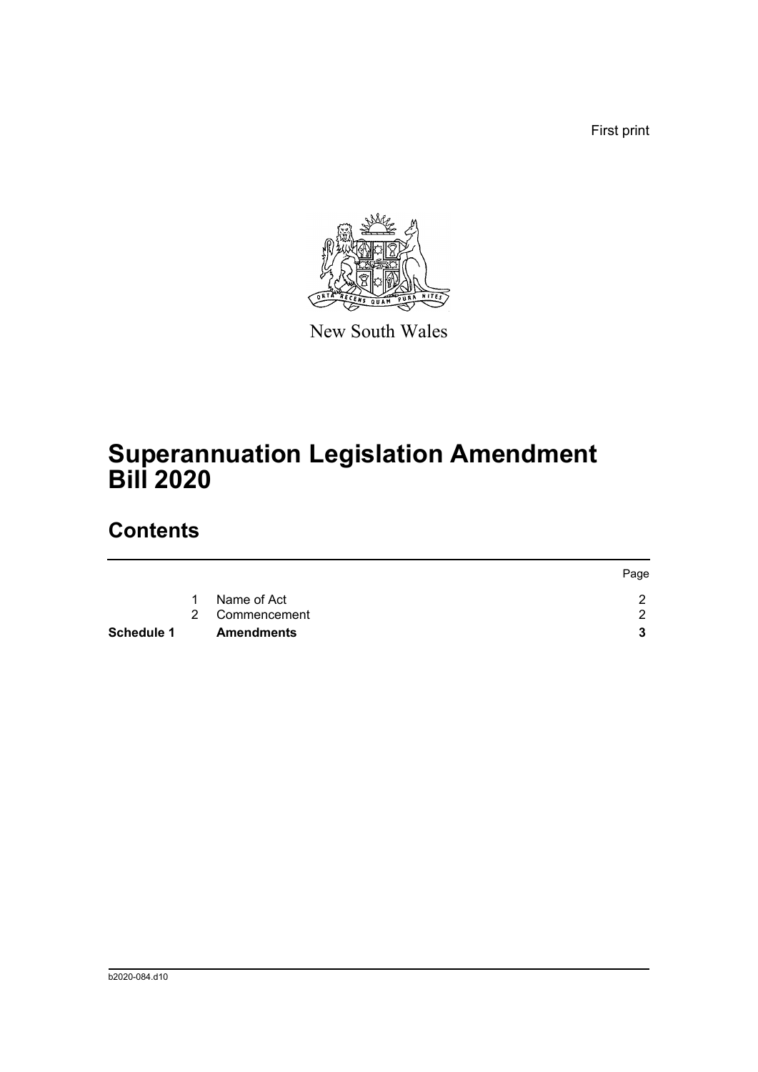First print

New South Wales

# Superannuation Legislation Amendment Bill 2020

## Contents

| | | | Page |
|---|---|---|---|
| | 1 | Name of Act | 2 |
| | 2 | Commencement | 2 |
| **Schedule 1** | | **Amendments** | **3** |

b2020-084.d10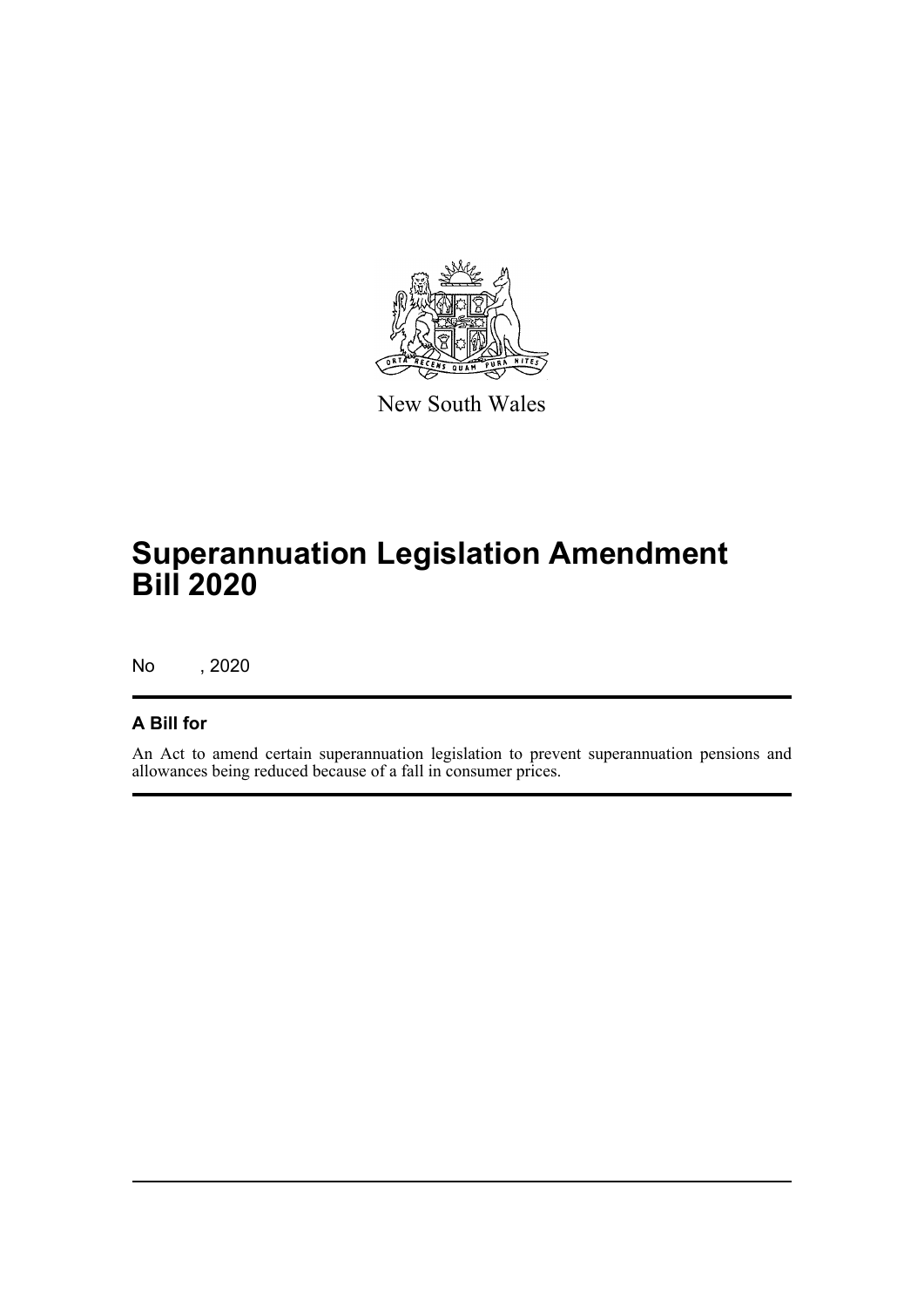New South Wales

# Superannuation Legislation Amendment Bill 2020

No , 2020

## A Bill for

An Act to amend certain superannuation legislation to prevent superannuation pensions and allowances being reduced because of a fall in consumer prices.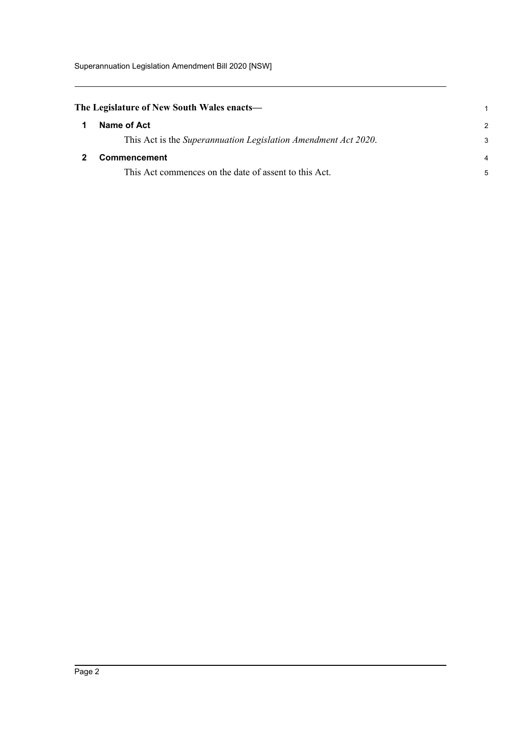**The Legislature of New South Wales enacts—**

## 1 Name of Act

This Act is the *Superannuation Legislation Amendment Act 2020*.

## 2 Commencement

This Act commences on the date of assent to this Act.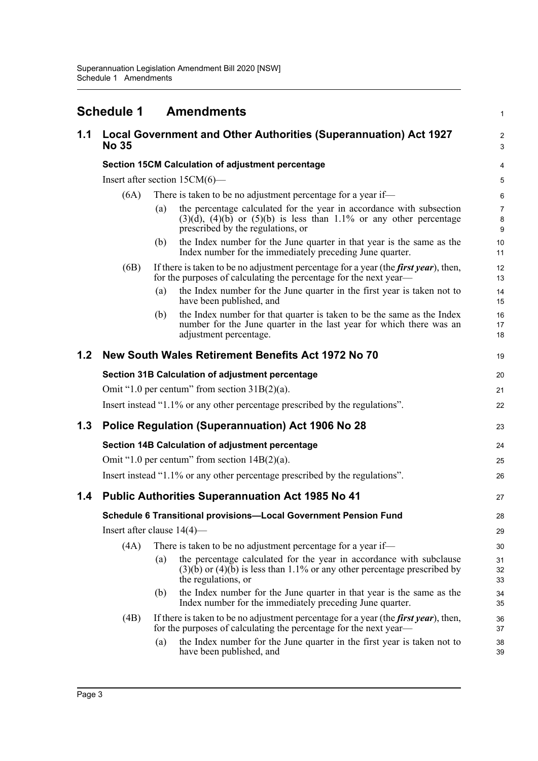# Schedule 1 Amendments

## 1.1 Local Government and Other Authorities (Superannuation) Act 1927 No 35

### Section 15CM Calculation of adjustment percentage

Insert after section 15CM(6)—

(6A) There is taken to be no adjustment percentage for a year if—

(a) the percentage calculated for the year in accordance with subsection (3)(d), (4)(b) or (5)(b) is less than 1.1% or any other percentage prescribed by the regulations, or

(b) the Index number for the June quarter in that year is the same as the Index number for the immediately preceding June quarter.

(6B) If there is taken to be no adjustment percentage for a year (the ***first year***), then, for the purposes of calculating the percentage for the next year—

(a) the Index number for the June quarter in the first year is taken not to have been published, and

(b) the Index number for that quarter is taken to be the same as the Index number for the June quarter in the last year for which there was an adjustment percentage.

## 1.2 New South Wales Retirement Benefits Act 1972 No 70

### Section 31B Calculation of adjustment percentage

Omit "1.0 per centum" from section 31B(2)(a).

Insert instead "1.1% or any other percentage prescribed by the regulations".

## 1.3 Police Regulation (Superannuation) Act 1906 No 28

### Section 14B Calculation of adjustment percentage

Omit "1.0 per centum" from section 14B(2)(a).

Insert instead "1.1% or any other percentage prescribed by the regulations".

## 1.4 Public Authorities Superannuation Act 1985 No 41

### Schedule 6 Transitional provisions—Local Government Pension Fund

Insert after clause 14(4)—

(4A) There is taken to be no adjustment percentage for a year if—

(a) the percentage calculated for the year in accordance with subclause (3)(b) or (4)(b) is less than 1.1% or any other percentage prescribed by the regulations, or

(b) the Index number for the June quarter in that year is the same as the Index number for the immediately preceding June quarter.

(4B) If there is taken to be no adjustment percentage for a year (the ***first year***), then, for the purposes of calculating the percentage for the next year—

(a) the Index number for the June quarter in the first year is taken not to have been published, and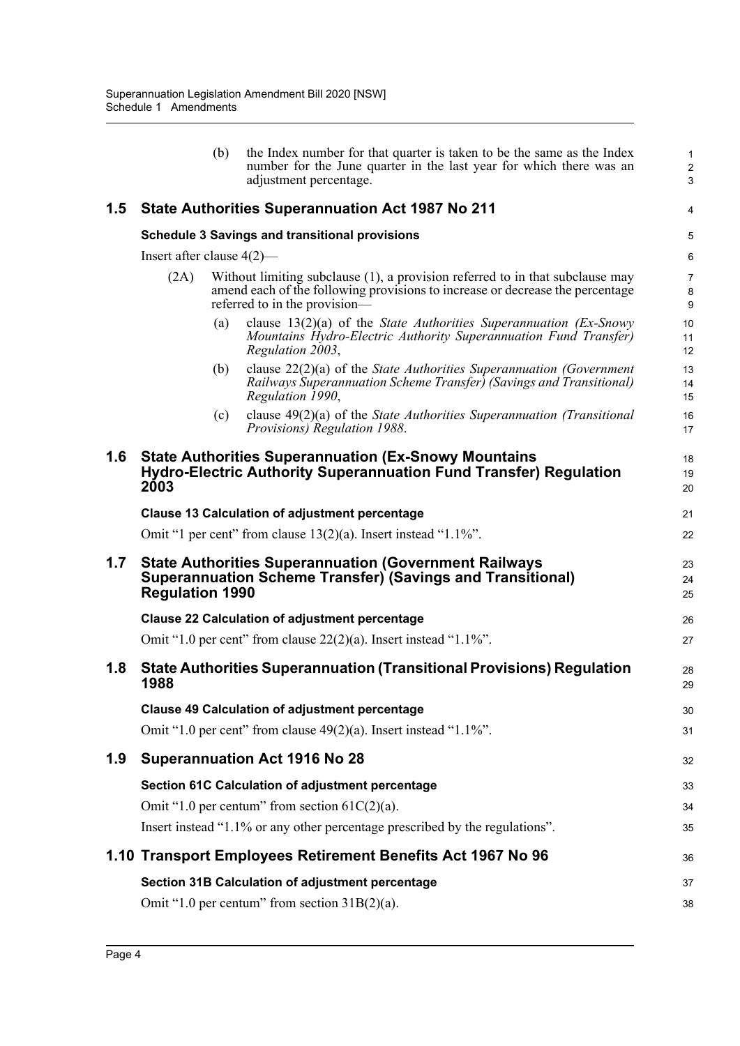(b) the Index number for that quarter is taken to be the same as the Index number for the June quarter in the last year for which there was an adjustment percentage.

## 1.5 State Authorities Superannuation Act 1987 No 211

### Schedule 3 Savings and transitional provisions

Insert after clause 4(2)—

(2A) Without limiting subclause (1), a provision referred to in that subclause may amend each of the following provisions to increase or decrease the percentage referred to in the provision—

(a) clause 13(2)(a) of the *State Authorities Superannuation (Ex-Snowy Mountains Hydro-Electric Authority Superannuation Fund Transfer) Regulation 2003*,

(b) clause 22(2)(a) of the *State Authorities Superannuation (Government Railways Superannuation Scheme Transfer) (Savings and Transitional) Regulation 1990*,

(c) clause 49(2)(a) of the *State Authorities Superannuation (Transitional Provisions) Regulation 1988*.

## 1.6 State Authorities Superannuation (Ex-Snowy Mountains Hydro-Electric Authority Superannuation Fund Transfer) Regulation 2003

### Clause 13 Calculation of adjustment percentage

Omit "1 per cent" from clause 13(2)(a). Insert instead "1.1%".

## 1.7 State Authorities Superannuation (Government Railways Superannuation Scheme Transfer) (Savings and Transitional) Regulation 1990

### Clause 22 Calculation of adjustment percentage

Omit "1.0 per cent" from clause 22(2)(a). Insert instead "1.1%".

## 1.8 State Authorities Superannuation (Transitional Provisions) Regulation 1988

### Clause 49 Calculation of adjustment percentage

Omit "1.0 per cent" from clause 49(2)(a). Insert instead "1.1%".

## 1.9 Superannuation Act 1916 No 28

### Section 61C Calculation of adjustment percentage

Omit "1.0 per centum" from section 61C(2)(a).

Insert instead "1.1% or any other percentage prescribed by the regulations".

## 1.10 Transport Employees Retirement Benefits Act 1967 No 96

### Section 31B Calculation of adjustment percentage

Omit "1.0 per centum" from section 31B(2)(a).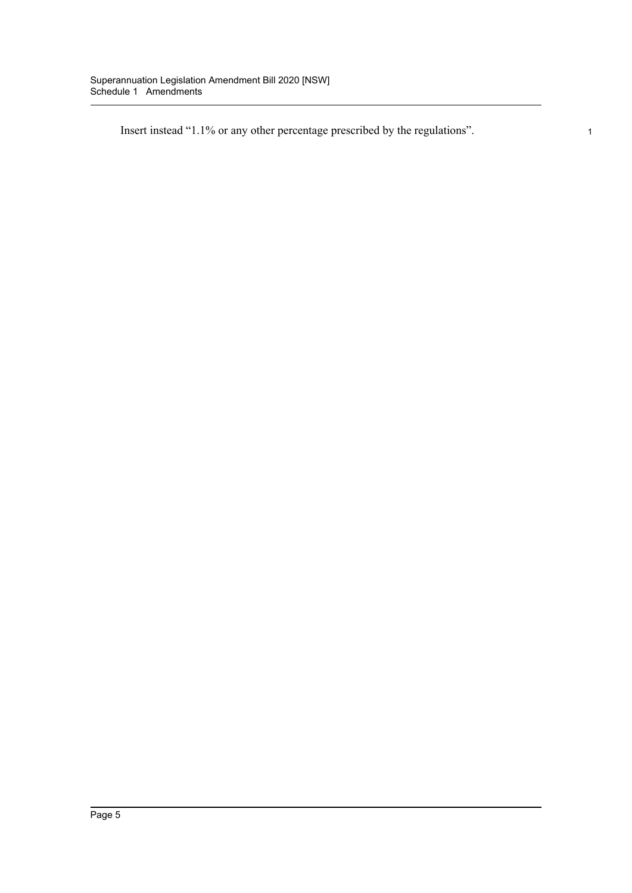Insert instead "1.1% or any other percentage prescribed by the regulations".